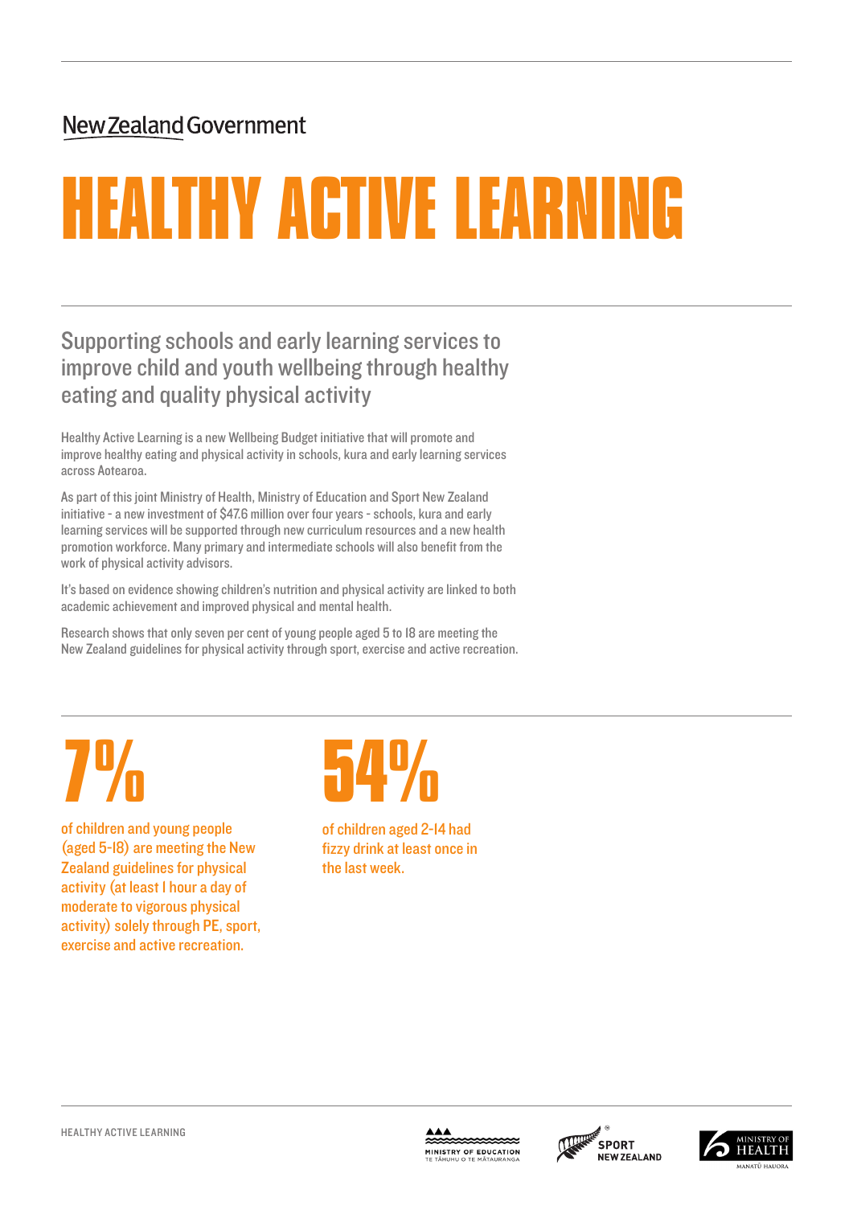New Zealand Government

# HEALTHY ACTIVE LEARNING

## Supporting schools and early learning services to improve child and youth wellbeing through healthy eating and quality physical activity

Healthy Active Learning is a new Wellbeing Budget initiative that will promote and improve healthy eating and physical activity in schools, kura and early learning services across Aotearoa.

As part of this joint Ministry of Health, Ministry of Education and Sport New Zealand initiative - a new investment of $47.6 million over four years - schools, kura and early learning services will be supported through new curriculum resources and a new health promotion workforce. Many primary and intermediate schools will also benefit from the work of physical activity advisors.

It's based on evidence showing children's nutrition and physical activity are linked to both academic achievement and improved physical and mental health.

Research shows that only seven per cent of young people aged 5 to 18 are meeting the New Zealand guidelines for physical activity through sport, exercise and active recreation.

**7%**

of children and young people (aged 5-18) are meeting the New Zealand guidelines for physical activity (at least 1 hour a day of moderate to vigorous physical activity) solely through PE, sport, exercise and active recreation.

**54%**

of children aged 2-14 had fizzy drink at least once in the last week.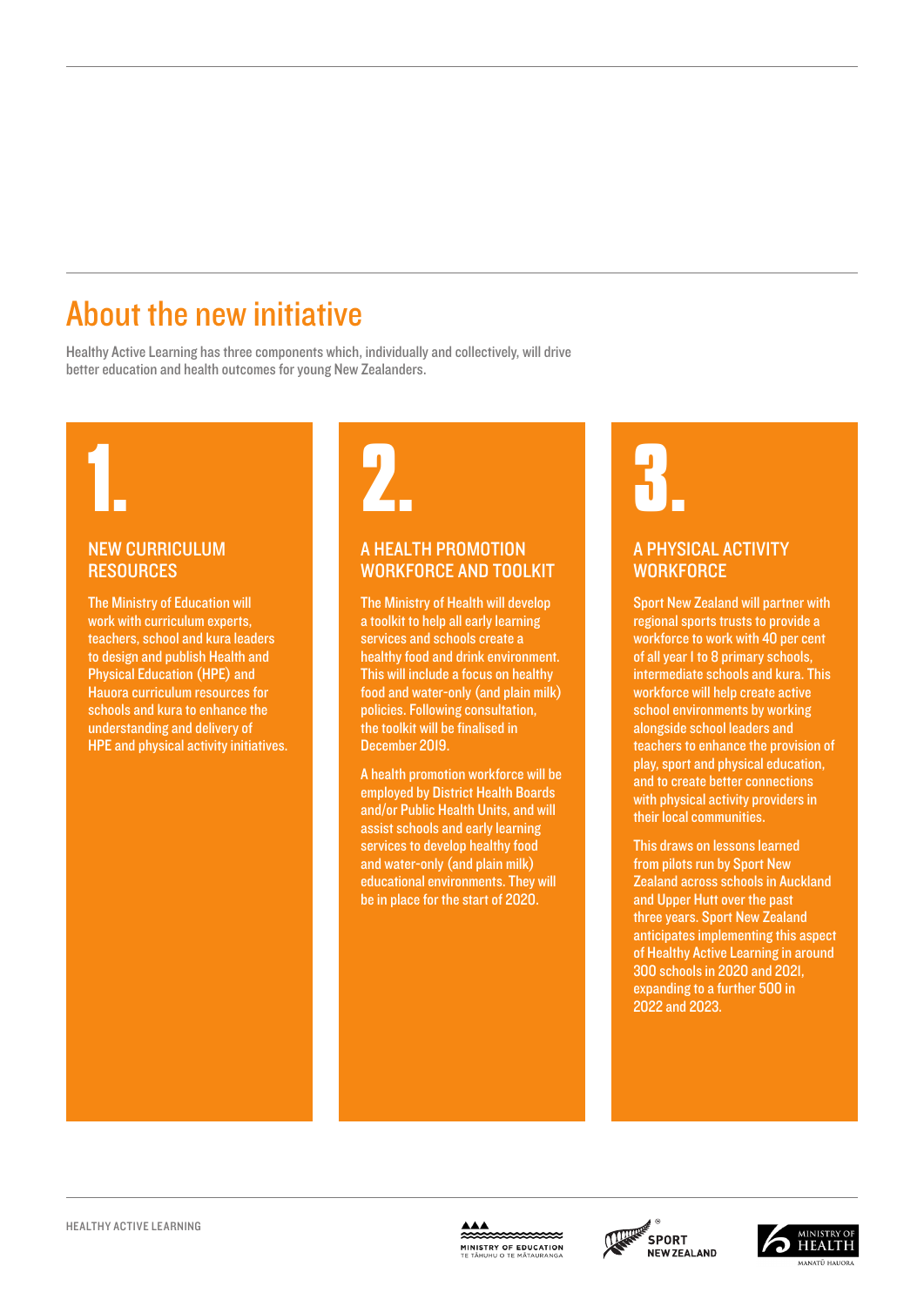## About the new initiative

Healthy Active Learning has three components which, individually and collectively, will drive better education and health outcomes for young New Zealanders.

### 1. NEW CURRICULUM RESOURCES

The Ministry of Education will work with curriculum experts, teachers, school and kura leaders to design and publish Health and Physical Education (HPE) and Hauora curriculum resources for schools and kura to enhance the understanding and delivery of HPE and physical activity initiatives.

### 2. A HEALTH PROMOTION WORKFORCE AND TOOLKIT

The Ministry of Health will develop a toolkit to help all early learning services and schools create a healthy food and drink environment. This will include a focus on healthy food and water-only (and plain milk) policies. Following consultation, the toolkit will be finalised in December 2019.

A health promotion workforce will be employed by District Health Boards and/or Public Health Units, and will assist schools and early learning services to develop healthy food and water-only (and plain milk) educational environments. They will be in place for the start of 2020.

### 3. A PHYSICAL ACTIVITY WORKFORCE

Sport New Zealand will partner with regional sports trusts to provide a workforce to work with 40 per cent of all year 1 to 8 primary schools, intermediate schools and kura. This workforce will help create active school environments by working alongside school leaders and teachers to enhance the provision of play, sport and physical education, and to create better connections with physical activity providers in their local communities.

This draws on lessons learned from pilots run by Sport New Zealand across schools in Auckland and Upper Hutt over the past three years. Sport New Zealand anticipates implementing this aspect of Healthy Active Learning in around 300 schools in 2020 and 2021, expanding to a further 500 in 2022 and 2023.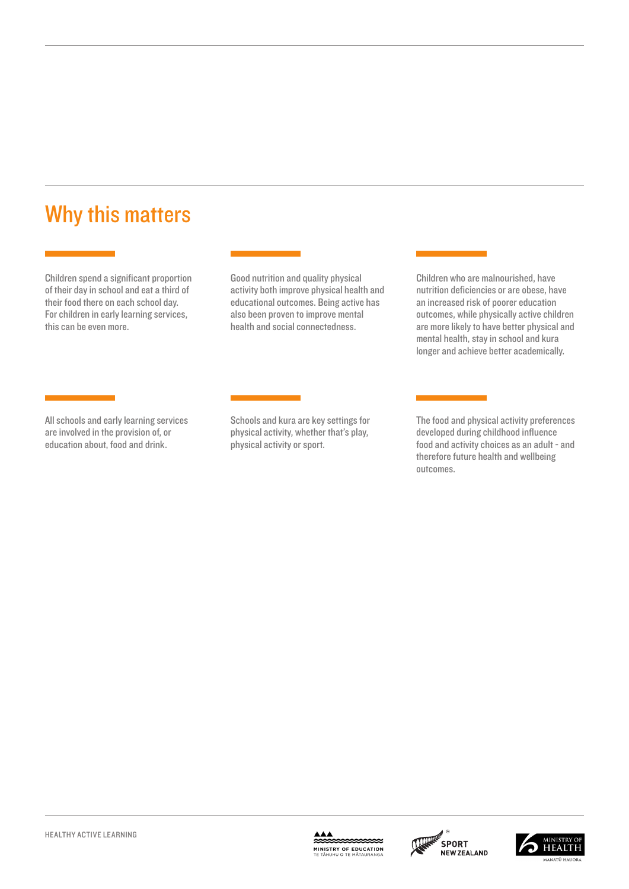# Why this matters

Children spend a significant proportion of their day in school and eat a third of their food there on each school day. For children in early learning services, this can be even more.

Good nutrition and quality physical activity both improve physical health and educational outcomes. Being active has also been proven to improve mental health and social connectedness.

Children who are malnourished, have nutrition deficiencies or are obese, have an increased risk of poorer education outcomes, while physically active children are more likely to have better physical and mental health, stay in school and kura longer and achieve better academically.

All schools and early learning services are involved in the provision of, or education about, food and drink.

Schools and kura are key settings for physical activity, whether that's play, physical activity or sport.

The food and physical activity preferences developed during childhood influence food and activity choices as an adult - and therefore future health and wellbeing outcomes.